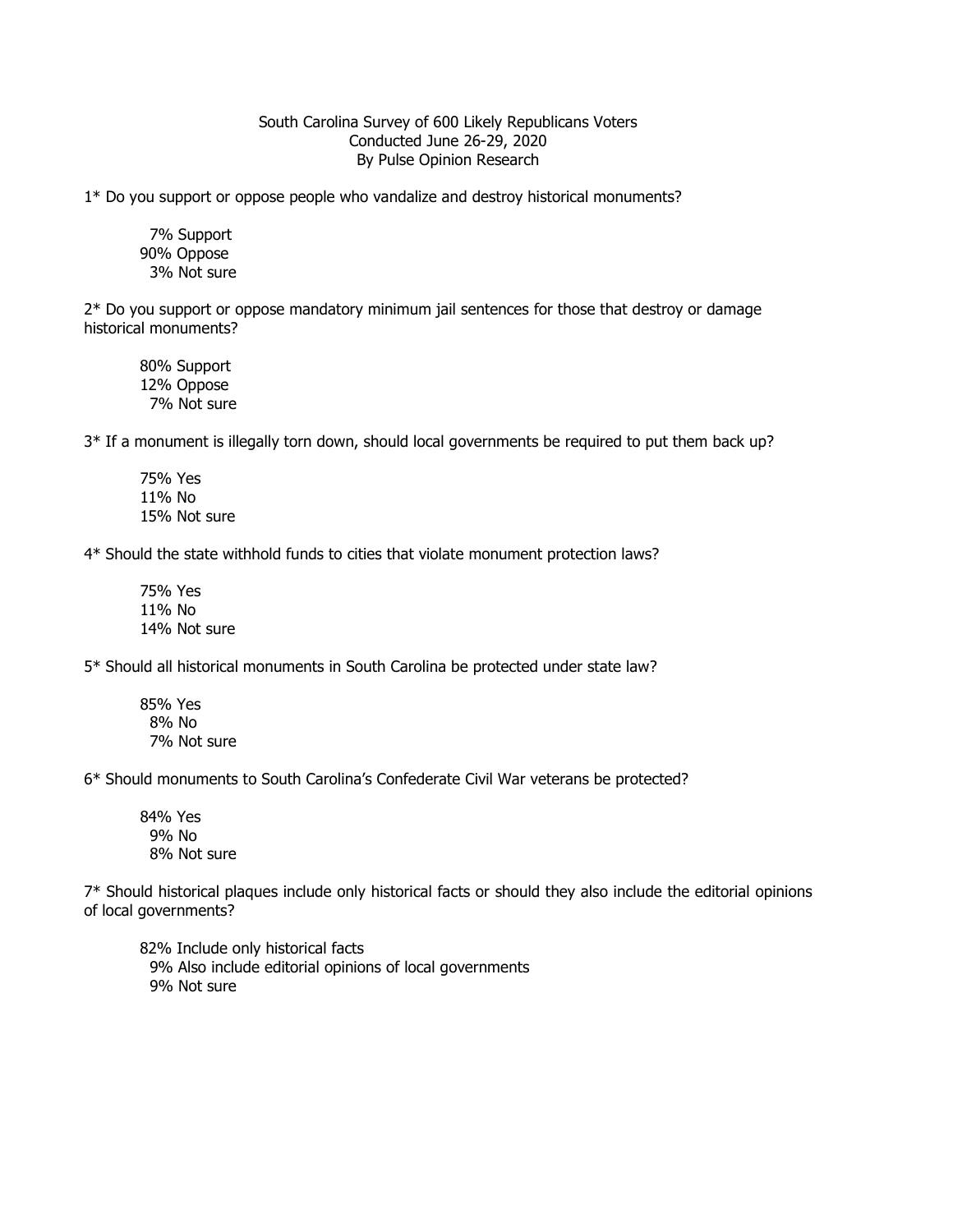South Carolina Survey of 600 Likely Republicans Voters
Conducted June 26-29, 2020
By Pulse Opinion Research

1* Do you support or oppose people who vandalize and destroy historical monuments?

7% Support
90% Oppose
3% Not sure

2* Do you support or oppose mandatory minimum jail sentences for those that destroy or damage historical monuments?

80% Support
12% Oppose
7% Not sure

3* If a monument is illegally torn down, should local governments be required to put them back up?

75% Yes
11% No
15% Not sure

4* Should the state withhold funds to cities that violate monument protection laws?

75% Yes
11% No
14% Not sure

5* Should all historical monuments in South Carolina be protected under state law?

85% Yes
8% No
7% Not sure

6* Should monuments to South Carolina's Confederate Civil War veterans be protected?

84% Yes
9% No
8% Not sure

7* Should historical plaques include only historical facts or should they also include the editorial opinions of local governments?

82% Include only historical facts
9% Also include editorial opinions of local governments
9% Not sure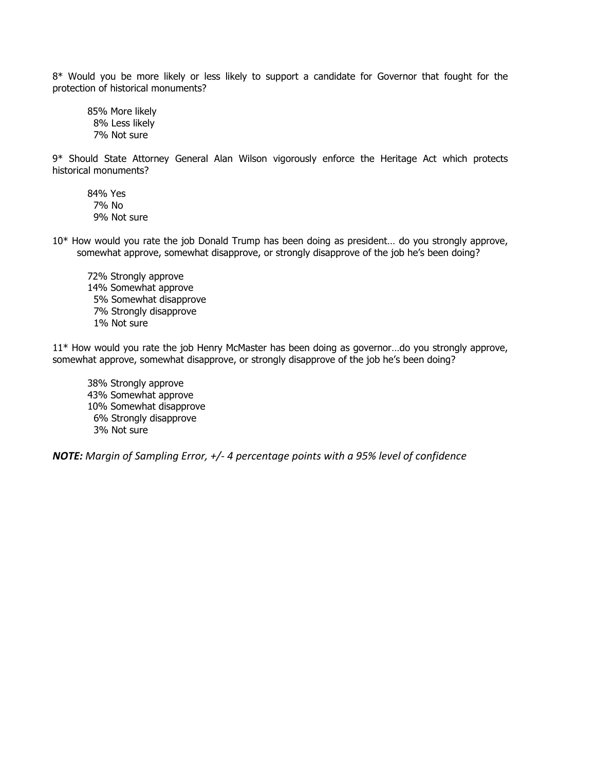8* Would you be more likely or less likely to support a candidate for Governor that fought for the protection of historical monuments?

85% More likely
8% Less likely
7% Not sure

9* Should State Attorney General Alan Wilson vigorously enforce the Heritage Act which protects historical monuments?

84% Yes
7% No
9% Not sure

10* How would you rate the job Donald Trump has been doing as president… do you strongly approve, somewhat approve, somewhat disapprove, or strongly disapprove of the job he's been doing?

72% Strongly approve
14% Somewhat approve
5% Somewhat disapprove
7% Strongly disapprove
1% Not sure

11* How would you rate the job Henry McMaster has been doing as governor…do you strongly approve, somewhat approve, somewhat disapprove, or strongly disapprove of the job he's been doing?

38% Strongly approve
43% Somewhat approve
10% Somewhat disapprove
6% Strongly disapprove
3% Not sure

***NOTE:*** *Margin of Sampling Error, +/- 4 percentage points with a 95% level of confidence*